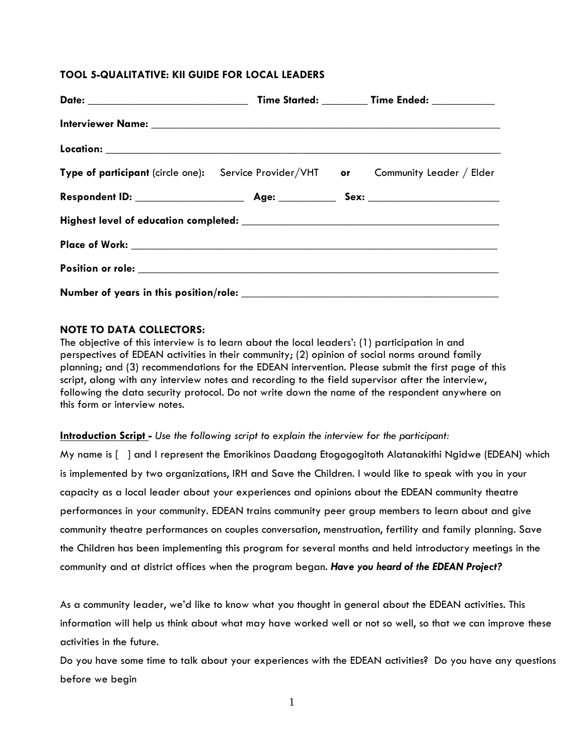**TOOL 5-QUALITATIVE: KII GUIDE FOR LOCAL LEADERS**

**Date:** ____________________________ **Time Started:** ________ **Time Ended:** ___________

**Interviewer Name:** ____________________________________________________________

**Location:** ____________________________________________________________________

**Type of participant** (circle one): Service Provider/VHT **or** Community Leader / Elder

**Respondent ID:** ___________________ **Age:** __________ **Sex:** _______________________

**Highest level of education completed:** ______________________________________________

**Place of Work:** _________________________________________________________________

**Position or role:** _______________________________________________________________

**Number of years in this position/role:** _____________________________________________

**NOTE TO DATA COLLECTORS:**
The objective of this interview is to learn about the local leaders': (1) participation in and perspectives of EDEAN activities in their community; (2) opinion of social norms around family planning; and (3) recommendations for the EDEAN intervention. Please submit the first page of this script, along with any interview notes and recording to the field supervisor after the interview, following the data security protocol. Do not write down the name of the respondent anywhere on this form or interview notes.

**<u>Introduction Script</u> -** *Use the following script to explain the interview for the participant:*

My name is [ ] and I represent the Emorikinos Daadang Etogogogitoth Alatanakithi Ngidwe (EDEAN) which is implemented by two organizations, IRH and Save the Children. I would like to speak with you in your capacity as a local leader about your experiences and opinions about the EDEAN community theatre performances in your community. EDEAN trains community peer group members to learn about and give community theatre performances on couples conversation, menstruation, fertility and family planning. Save the Children has been implementing this program for several months and held introductory meetings in the community and at district offices when the program began. ***Have you heard of the EDEAN Project?***

As a community leader, we'd like to know what you thought in general about the EDEAN activities. This information will help us think about what may have worked well or not so well, so that we can improve these activities in the future.

Do you have some time to talk about your experiences with the EDEAN activities? Do you have any questions before we begin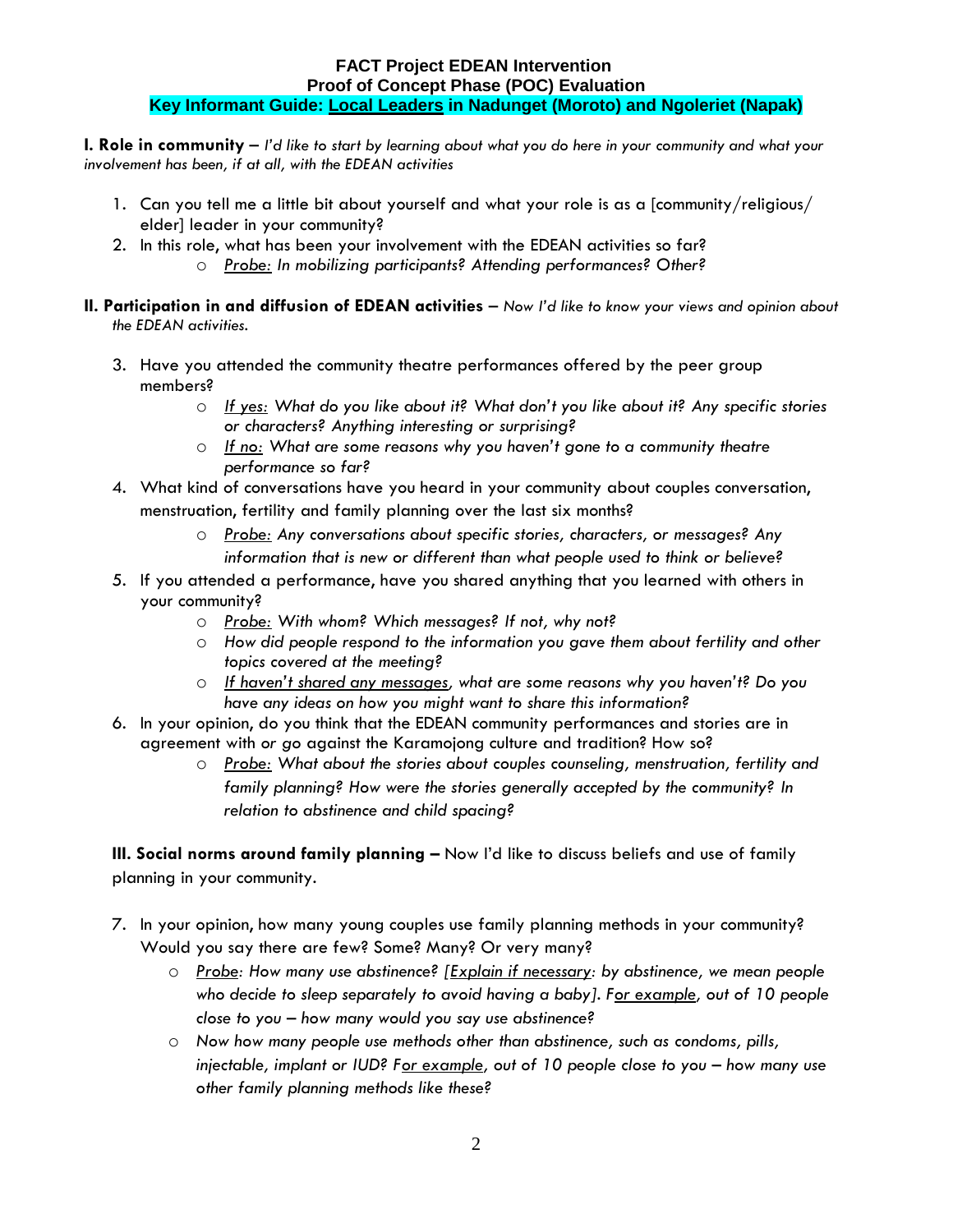**FACT Project EDEAN Intervention**
**Proof of Concept Phase (POC) Evaluation**
**Key Informant Guide: Local Leaders in Nadunget (Moroto) and Ngoleriet (Napak)**

**I. Role in community** – *I'd like to start by learning about what you do here in your community and what your involvement has been, if at all, with the EDEAN activities*

1. Can you tell me a little bit about yourself and what your role is as a [community/religious/ elder] leader in your community?
2. In this role, what has been your involvement with the EDEAN activities so far?
   - *Probe: In mobilizing participants? Attending performances? Other?*

**II. Participation in and diffusion of EDEAN activities** – *Now I'd like to know your views and opinion about the EDEAN activities.*

3. Have you attended the community theatre performances offered by the peer group members?
   - *If yes: What do you like about it? What don't you like about it? Any specific stories or characters? Anything interesting or surprising?*
   - *If no: What are some reasons why you haven't gone to a community theatre performance so far?*
4. What kind of conversations have you heard in your community about couples conversation, menstruation, fertility and family planning over the last six months?
   - *Probe: Any conversations about specific stories, characters, or messages? Any information that is new or different than what people used to think or believe?*
5. If you attended a performance, have you shared anything that you learned with others in your community?
   - *Probe: With whom? Which messages? If not, why not?*
   - *How did people respond to the information you gave them about fertility and other topics covered at the meeting?*
   - *If haven't shared any messages, what are some reasons why you haven't? Do you have any ideas on how you might want to share this information?*
6. In your opinion, do you think that the EDEAN community performances and stories are in agreement with or go against the Karamojong culture and tradition? How so?
   - *Probe: What about the stories about couples counseling, menstruation, fertility and family planning? How were the stories generally accepted by the community? In relation to abstinence and child spacing?*

**III. Social norms around family planning** – Now I'd like to discuss beliefs and use of family planning in your community.

7. In your opinion, how many young couples use family planning methods in your community? Would you say there are few? Some? Many? Or very many?
   - *Probe: How many use abstinence? [Explain if necessary: by abstinence, we mean people who decide to sleep separately to avoid having a baby]. For example, out of 10 people close to you – how many would you say use abstinence?*
   - *Now how many people use methods other than abstinence, such as condoms, pills, injectable, implant or IUD? For example, out of 10 people close to you – how many use other family planning methods like these?*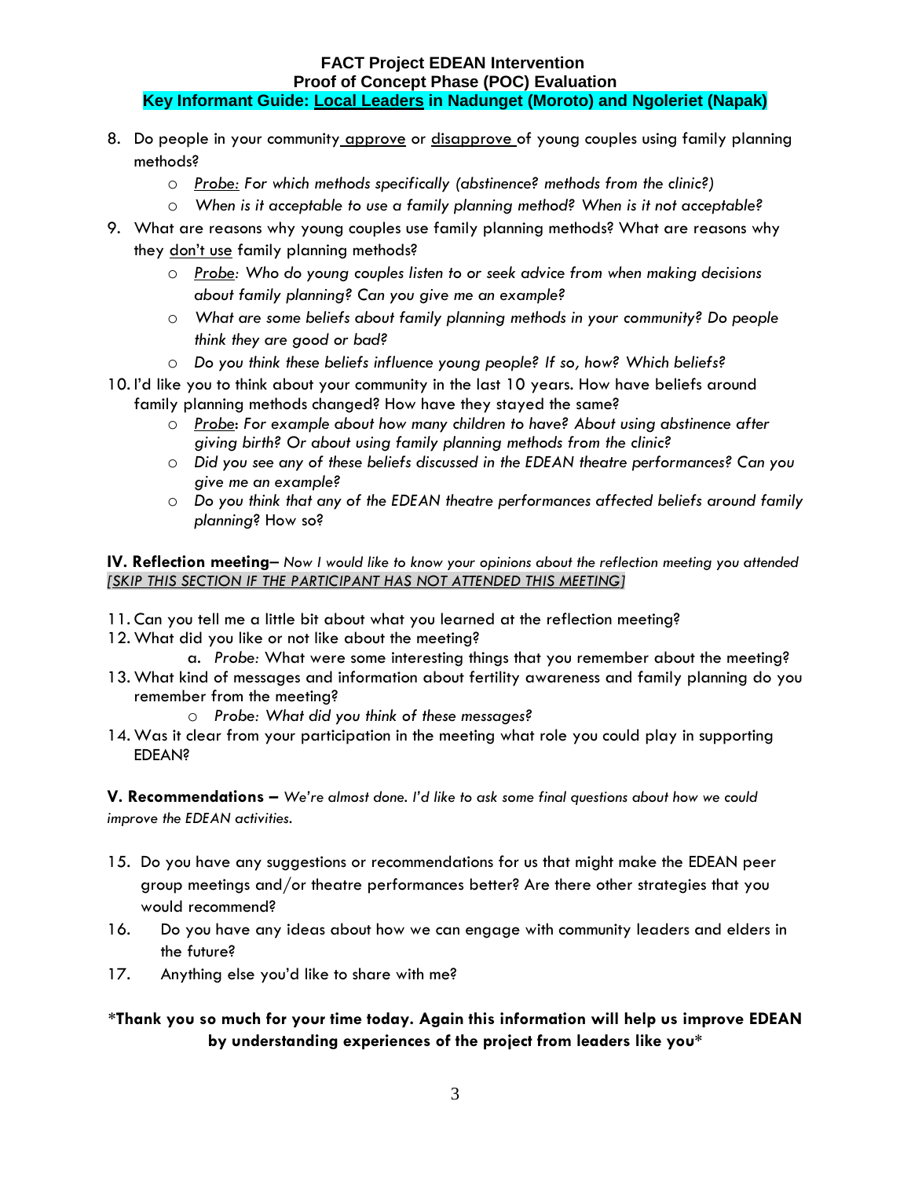8. Do people in your community approve or disapprove of young couples using family planning methods?
   - *Probe: For which methods specifically (abstinence? methods from the clinic?)*
   - *When is it acceptable to use a family planning method? When is it not acceptable?*
9. What are reasons why young couples use family planning methods? What are reasons why they don't use family planning methods?
   - *Probe: Who do young couples listen to or seek advice from when making decisions about family planning? Can you give me an example?*
   - *What are some beliefs about family planning methods in your community? Do people think they are good or bad?*
   - *Do you think these beliefs influence young people? If so, how? Which beliefs?*
10. I'd like you to think about your community in the last 10 years. How have beliefs around family planning methods changed? How have they stayed the same?
    - *Probe: For example about how many children to have? About using abstinence after giving birth? Or about using family planning methods from the clinic?*
    - *Did you see any of these beliefs discussed in the EDEAN theatre performances? Can you give me an example?*
    - *Do you think that any of the EDEAN theatre performances affected beliefs around family planning?* How so?

**IV. Reflection meeting–** *Now I would like to know your opinions about the reflection meeting you attended [SKIP THIS SECTION IF THE PARTICIPANT HAS NOT ATTENDED THIS MEETING]*

11. Can you tell me a little bit about what you learned at the reflection meeting?
12. What did you like or not like about the meeting?
    a. *Probe:* What were some interesting things that you remember about the meeting?
13. What kind of messages and information about fertility awareness and family planning do you remember from the meeting?
    - *Probe: What did you think of these messages?*
14. Was it clear from your participation in the meeting what role you could play in supporting EDEAN?

**V. Recommendations –** *We're almost done. I'd like to ask some final questions about how we could improve the EDEAN activities.*

15. Do you have any suggestions or recommendations for us that might make the EDEAN peer group meetings and/or theatre performances better? Are there other strategies that you would recommend?
16. Do you have any ideas about how we can engage with community leaders and elders in the future?
17. Anything else you'd like to share with me?

**\*Thank you so much for your time today. Again this information will help us improve EDEAN by understanding experiences of the project from leaders like you\***